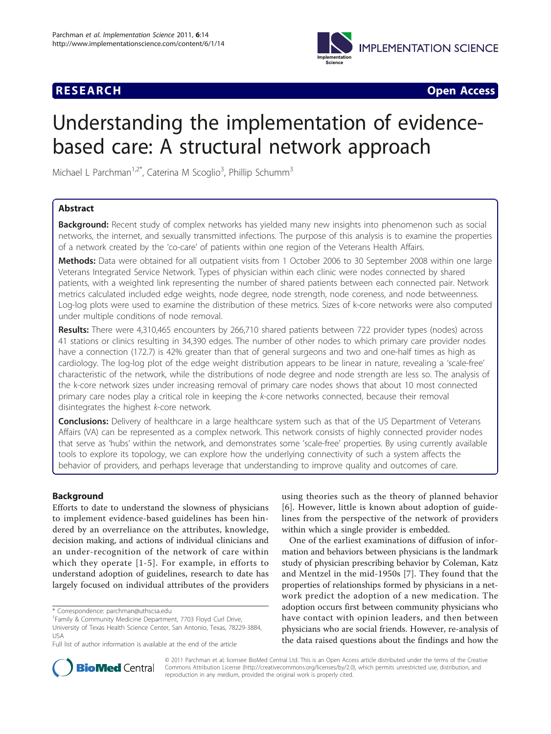RESEARCH Open Access

# Understanding the implementation of evidence-based care: A structural network approach

Michael L Parchman[1,2*], Caterina M Scoglio[3], Phillip Schumm[3]

## Abstract

**Background:** Recent study of complex networks has yielded many new insights into phenomenon such as social networks, the internet, and sexually transmitted infections. The purpose of this analysis is to examine the properties of a network created by the 'co-care' of patients within one region of the Veterans Health Affairs.

**Methods:** Data were obtained for all outpatient visits from 1 October 2006 to 30 September 2008 within one large Veterans Integrated Service Network. Types of physician within each clinic were nodes connected by shared patients, with a weighted link representing the number of shared patients between each connected pair. Network metrics calculated included edge weights, node degree, node strength, node coreness, and node betweenness. Log-log plots were used to examine the distribution of these metrics. Sizes of k-core networks were also computed under multiple conditions of node removal.

**Results:** There were 4,310,465 encounters by 266,710 shared patients between 722 provider types (nodes) across 41 stations or clinics resulting in 34,390 edges. The number of other nodes to which primary care provider nodes have a connection (172.7) is 42% greater than that of general surgeons and two and one-half times as high as cardiology. The log-log plot of the edge weight distribution appears to be linear in nature, revealing a 'scale-free' characteristic of the network, while the distributions of node degree and node strength are less so. The analysis of the k-core network sizes under increasing removal of primary care nodes shows that about 10 most connected primary care nodes play a critical role in keeping the *k*-core networks connected, because their removal disintegrates the highest *k*-core network.

**Conclusions:** Delivery of healthcare in a large healthcare system such as that of the US Department of Veterans Affairs (VA) can be represented as a complex network. This network consists of highly connected provider nodes that serve as 'hubs' within the network, and demonstrates some 'scale-free' properties. By using currently available tools to explore its topology, we can explore how the underlying connectivity of such a system affects the behavior of providers, and perhaps leverage that understanding to improve quality and outcomes of care.

## Background

Efforts to date to understand the slowness of physicians to implement evidence-based guidelines has been hindered by an overreliance on the attributes, knowledge, decision making, and actions of individual clinicians and an under-recognition of the network of care within which they operate [1-5]. For example, in efforts to understand adoption of guidelines, research to date has largely focused on individual attributes of the providers using theories such as the theory of planned behavior [6]. However, little is known about adoption of guidelines from the perspective of the network of providers within which a single provider is embedded.

One of the earliest examinations of diffusion of information and behaviors between physicians is the landmark study of physician prescribing behavior by Coleman, Katz and Mentzel in the mid-1950s [7]. They found that the properties of relationships formed by physicians in a network predict the adoption of a new medication. The adoption occurs first between community physicians who have contact with opinion leaders, and then between physicians who are social friends. However, re-analysis of the data raised questions about the findings and how the

\* Correspondence: parchman@uthscsa.edu
[1]Family & Community Medicine Department, 7703 Floyd Curl Drive, University of Texas Health Science Center, San Antonio, Texas, 78229-3884, USA
Full list of author information is available at the end of the article

© 2011 Parchman et al; licensee BioMed Central Ltd. This is an Open Access article distributed under the terms of the Creative Commons Attribution License (http://creativecommons.org/licenses/by/2.0), which permits unrestricted use, distribution, and reproduction in any medium, provided the original work is properly cited.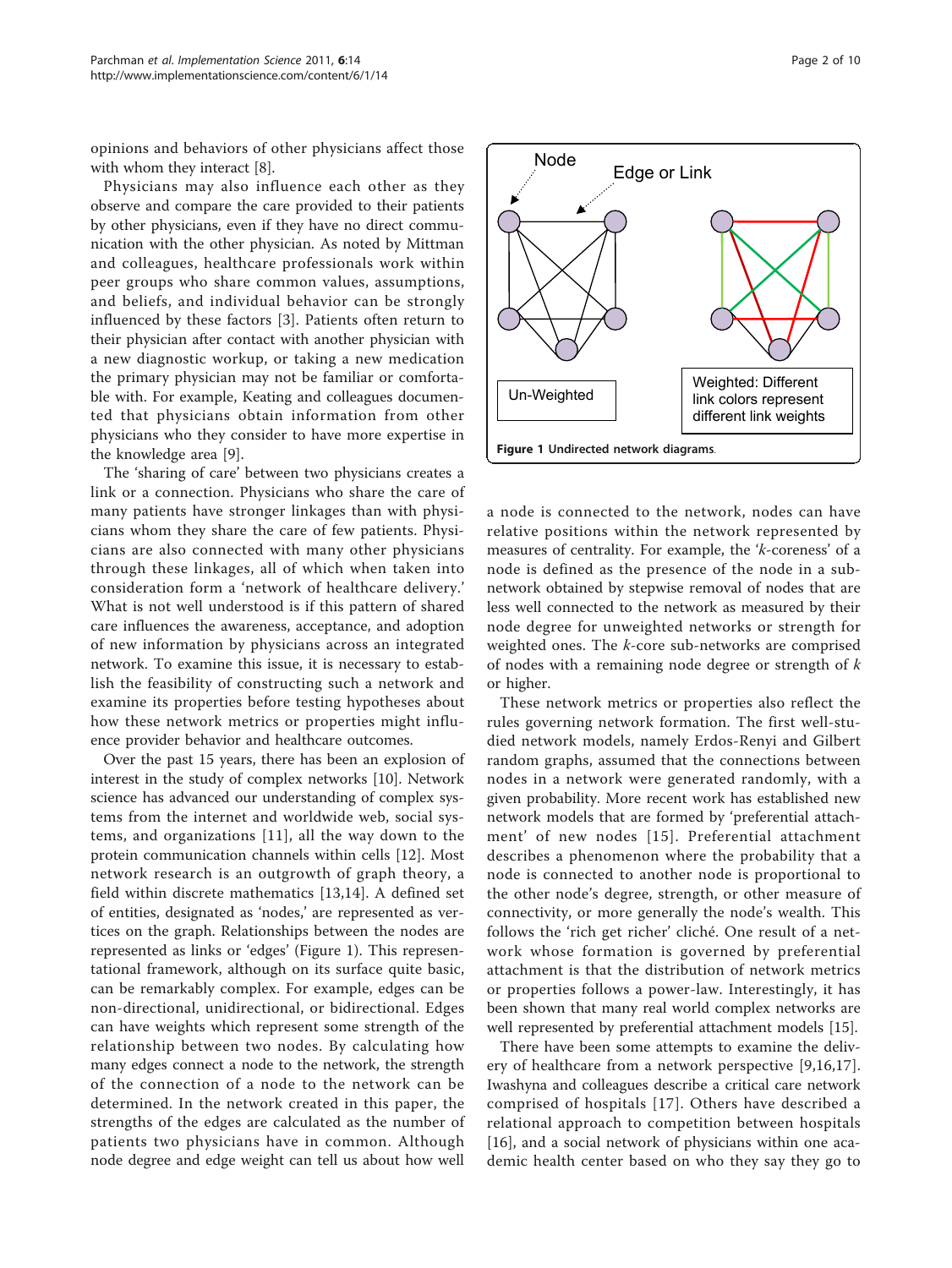opinions and behaviors of other physicians affect those with whom they interact [8].

Physicians may also influence each other as they observe and compare the care provided to their patients by other physicians, even if they have no direct communication with the other physician. As noted by Mittman and colleagues, healthcare professionals work within peer groups who share common values, assumptions, and beliefs, and individual behavior can be strongly influenced by these factors [3]. Patients often return to their physician after contact with another physician with a new diagnostic workup, or taking a new medication the primary physician may not be familiar or comfortable with. For example, Keating and colleagues documented that physicians obtain information from other physicians who they consider to have more expertise in the knowledge area [9].

The 'sharing of care' between two physicians creates a link or a connection. Physicians who share the care of many patients have stronger linkages than with physicians whom they share the care of few patients. Physicians are also connected with many other physicians through these linkages, all of which when taken into consideration form a 'network of healthcare delivery.' What is not well understood is if this pattern of shared care influences the awareness, acceptance, and adoption of new information by physicians across an integrated network. To examine this issue, it is necessary to establish the feasibility of constructing such a network and examine its properties before testing hypotheses about how these network metrics or properties might influence provider behavior and healthcare outcomes.

Over the past 15 years, there has been an explosion of interest in the study of complex networks [10]. Network science has advanced our understanding of complex systems from the internet and worldwide web, social systems, and organizations [11], all the way down to the protein communication channels within cells [12]. Most network research is an outgrowth of graph theory, a field within discrete mathematics [13,14]. A defined set of entities, designated as 'nodes,' are represented as vertices on the graph. Relationships between the nodes are represented as links or 'edges' (Figure 1). This representational framework, although on its surface quite basic, can be remarkably complex. For example, edges can be non-directional, unidirectional, or bidirectional. Edges can have weights which represent some strength of the relationship between two nodes. By calculating how many edges connect a node to the network, the strength of the connection of a node to the network can be determined. In the network created in this paper, the strengths of the edges are calculated as the number of patients two physicians have in common. Although node degree and edge weight can tell us about how well a node is connected to the network, nodes can have relative positions within the network represented by measures of centrality. For example, the '*k*-coreness' of a node is defined as the presence of the node in a sub-network obtained by stepwise removal of nodes that are less well connected to the network as measured by their node degree for unweighted networks or strength for weighted ones. The *k*-core sub-networks are comprised of nodes with a remaining node degree or strength of *k* or higher.

Node

Edge or Link

Un-Weighted

Weighted: Different link colors represent different link weights

**Figure 1 Undirected network diagrams.**

These network metrics or properties also reflect the rules governing network formation. The first well-studied network models, namely Erdos-Renyi and Gilbert random graphs, assumed that the connections between nodes in a network were generated randomly, with a given probability. More recent work has established new network models that are formed by 'preferential attachment' of new nodes [15]. Preferential attachment describes a phenomenon where the probability that a node is connected to another node is proportional to the other node's degree, strength, or other measure of connectivity, or more generally the node's wealth. This follows the 'rich get richer' cliché. One result of a network whose formation is governed by preferential attachment is that the distribution of network metrics or properties follows a power-law. Interestingly, it has been shown that many real world complex networks are well represented by preferential attachment models [15].

There have been some attempts to examine the delivery of healthcare from a network perspective [9,16,17]. Iwashyna and colleagues describe a critical care network comprised of hospitals [17]. Others have described a relational approach to competition between hospitals [16], and a social network of physicians within one academic health center based on who they say they go to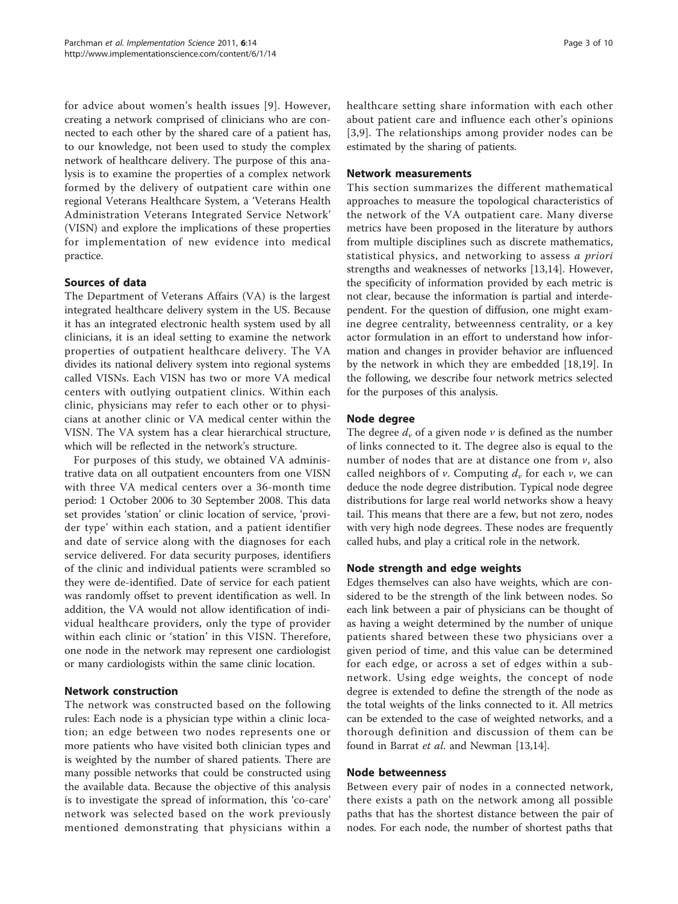for advice about women's health issues [9]. However, creating a network comprised of clinicians who are connected to each other by the shared care of a patient has, to our knowledge, not been used to study the complex network of healthcare delivery. The purpose of this analysis is to examine the properties of a complex network formed by the delivery of outpatient care within one regional Veterans Healthcare System, a 'Veterans Health Administration Veterans Integrated Service Network' (VISN) and explore the implications of these properties for implementation of new evidence into medical practice.

## Sources of data

The Department of Veterans Affairs (VA) is the largest integrated healthcare delivery system in the US. Because it has an integrated electronic health system used by all clinicians, it is an ideal setting to examine the network properties of outpatient healthcare delivery. The VA divides its national delivery system into regional systems called VISNs. Each VISN has two or more VA medical centers with outlying outpatient clinics. Within each clinic, physicians may refer to each other or to physicians at another clinic or VA medical center within the VISN. The VA system has a clear hierarchical structure, which will be reflected in the network's structure.

For purposes of this study, we obtained VA administrative data on all outpatient encounters from one VISN with three VA medical centers over a 36-month time period: 1 October 2006 to 30 September 2008. This data set provides 'station' or clinic location of service, 'provider type' within each station, and a patient identifier and date of service along with the diagnoses for each service delivered. For data security purposes, identifiers of the clinic and individual patients were scrambled so they were de-identified. Date of service for each patient was randomly offset to prevent identification as well. In addition, the VA would not allow identification of individual healthcare providers, only the type of provider within each clinic or 'station' in this VISN. Therefore, one node in the network may represent one cardiologist or many cardiologists within the same clinic location.

## Network construction

The network was constructed based on the following rules: Each node is a physician type within a clinic location; an edge between two nodes represents one or more patients who have visited both clinician types and is weighted by the number of shared patients. There are many possible networks that could be constructed using the available data. Because the objective of this analysis is to investigate the spread of information, this 'co-care' network was selected based on the work previously mentioned demonstrating that physicians within a healthcare setting share information with each other about patient care and influence each other's opinions [3,9]. The relationships among provider nodes can be estimated by the sharing of patients.

## Network measurements

This section summarizes the different mathematical approaches to measure the topological characteristics of the network of the VA outpatient care. Many diverse metrics have been proposed in the literature by authors from multiple disciplines such as discrete mathematics, statistical physics, and networking to assess *a priori* strengths and weaknesses of networks [13,14]. However, the specificity of information provided by each metric is not clear, because the information is partial and interdependent. For the question of diffusion, one might examine degree centrality, betweenness centrality, or a key actor formulation in an effort to understand how information and changes in provider behavior are influenced by the network in which they are embedded [18,19]. In the following, we describe four network metrics selected for the purposes of this analysis.

### Node degree

The degree $d_v$ of a given node $v$ is defined as the number of links connected to it. The degree also is equal to the number of nodes that are at distance one from $v$, also called neighbors of $v$. Computing $d_v$ for each $v$, we can deduce the node degree distribution. Typical node degree distributions for large real world networks show a heavy tail. This means that there are a few, but not zero, nodes with very high node degrees. These nodes are frequently called hubs, and play a critical role in the network.

### Node strength and edge weights

Edges themselves can also have weights, which are considered to be the strength of the link between nodes. So each link between a pair of physicians can be thought of as having a weight determined by the number of unique patients shared between these two physicians over a given period of time, and this value can be determined for each edge, or across a set of edges within a subnetwork. Using edge weights, the concept of node degree is extended to define the strength of the node as the total weights of the links connected to it. All metrics can be extended to the case of weighted networks, and a thorough definition and discussion of them can be found in Barrat *et al*. and Newman [13,14].

### Node betweenness

Between every pair of nodes in a connected network, there exists a path on the network among all possible paths that has the shortest distance between the pair of nodes. For each node, the number of shortest paths that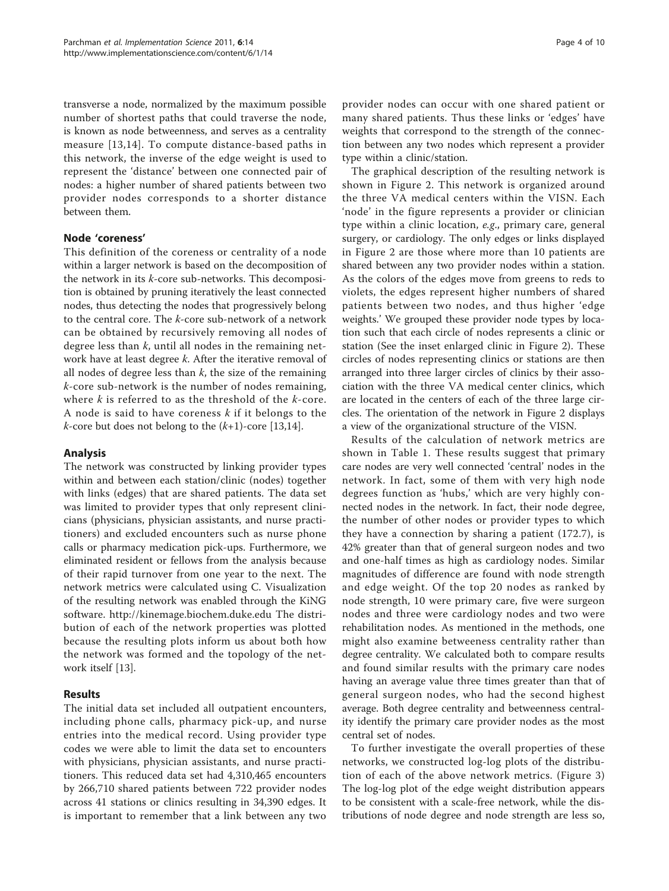transverse a node, normalized by the maximum possible number of shortest paths that could traverse the node, is known as node betweenness, and serves as a centrality measure [13,14]. To compute distance-based paths in this network, the inverse of the edge weight is used to represent the 'distance' between one connected pair of nodes: a higher number of shared patients between two provider nodes corresponds to a shorter distance between them.

### Node 'coreness'

This definition of the coreness or centrality of a node within a larger network is based on the decomposition of the network in its $k$-core sub-networks. This decomposition is obtained by pruning iteratively the least connected nodes, thus detecting the nodes that progressively belong to the central core. The $k$-core sub-network of a network can be obtained by recursively removing all nodes of degree less than $k$, until all nodes in the remaining network have at least degree $k$. After the iterative removal of all nodes of degree less than $k$, the size of the remaining $k$-core sub-network is the number of nodes remaining, where $k$ is referred to as the threshold of the $k$-core. A node is said to have coreness $k$ if it belongs to the $k$-core but does not belong to the $(k+1)$-core [13,14].

### Analysis

The network was constructed by linking provider types within and between each station/clinic (nodes) together with links (edges) that are shared patients. The data set was limited to provider types that only represent clinicians (physicians, physician assistants, and nurse practitioners) and excluded encounters such as nurse phone calls or pharmacy medication pick-ups. Furthermore, we eliminated resident or fellows from the analysis because of their rapid turnover from one year to the next. The network metrics were calculated using C. Visualization of the resulting network was enabled through the KiNG software. http://kinemage.biochem.duke.edu The distribution of each of the network properties was plotted because the resulting plots inform us about both how the network was formed and the topology of the network itself [13].

## Results

The initial data set included all outpatient encounters, including phone calls, pharmacy pick-up, and nurse entries into the medical record. Using provider type codes we were able to limit the data set to encounters with physicians, physician assistants, and nurse practitioners. This reduced data set had 4,310,465 encounters by 266,710 shared patients between 722 provider nodes across 41 stations or clinics resulting in 34,390 edges. It is important to remember that a link between any two provider nodes can occur with one shared patient or many shared patients. Thus these links or 'edges' have weights that correspond to the strength of the connection between any two nodes which represent a provider type within a clinic/station.

The graphical description of the resulting network is shown in Figure 2. This network is organized around the three VA medical centers within the VISN. Each 'node' in the figure represents a provider or clinician type within a clinic location, *e.g.*, primary care, general surgery, or cardiology. The only edges or links displayed in Figure 2 are those where more than 10 patients are shared between any two provider nodes within a station. As the colors of the edges move from greens to reds to violets, the edges represent higher numbers of shared patients between two nodes, and thus higher 'edge weights.' We grouped these provider node types by location such that each circle of nodes represents a clinic or station (See the inset enlarged clinic in Figure 2). These circles of nodes representing clinics or stations are then arranged into three larger circles of clinics by their association with the three VA medical center clinics, which are located in the centers of each of the three large circles. The orientation of the network in Figure 2 displays a view of the organizational structure of the VISN.

Results of the calculation of network metrics are shown in Table 1. These results suggest that primary care nodes are very well connected 'central' nodes in the network. In fact, some of them with very high node degrees function as 'hubs,' which are very highly connected nodes in the network. In fact, their node degree, the number of other nodes or provider types to which they have a connection by sharing a patient (172.7), is 42% greater than that of general surgeon nodes and two and one-half times as high as cardiology nodes. Similar magnitudes of difference are found with node strength and edge weight. Of the top 20 nodes as ranked by node strength, 10 were primary care, five were surgeon nodes and three were cardiology nodes and two were rehabilitation nodes. As mentioned in the methods, one might also examine betweeness centrality rather than degree centrality. We calculated both to compare results and found similar results with the primary care nodes having an average value three times greater than that of general surgeon nodes, who had the second highest average. Both degree centrality and betweenness centrality identify the primary care provider nodes as the most central set of nodes.

To further investigate the overall properties of these networks, we constructed log-log plots of the distribution of each of the above network metrics. (Figure 3) The log-log plot of the edge weight distribution appears to be consistent with a scale-free network, while the distributions of node degree and node strength are less so,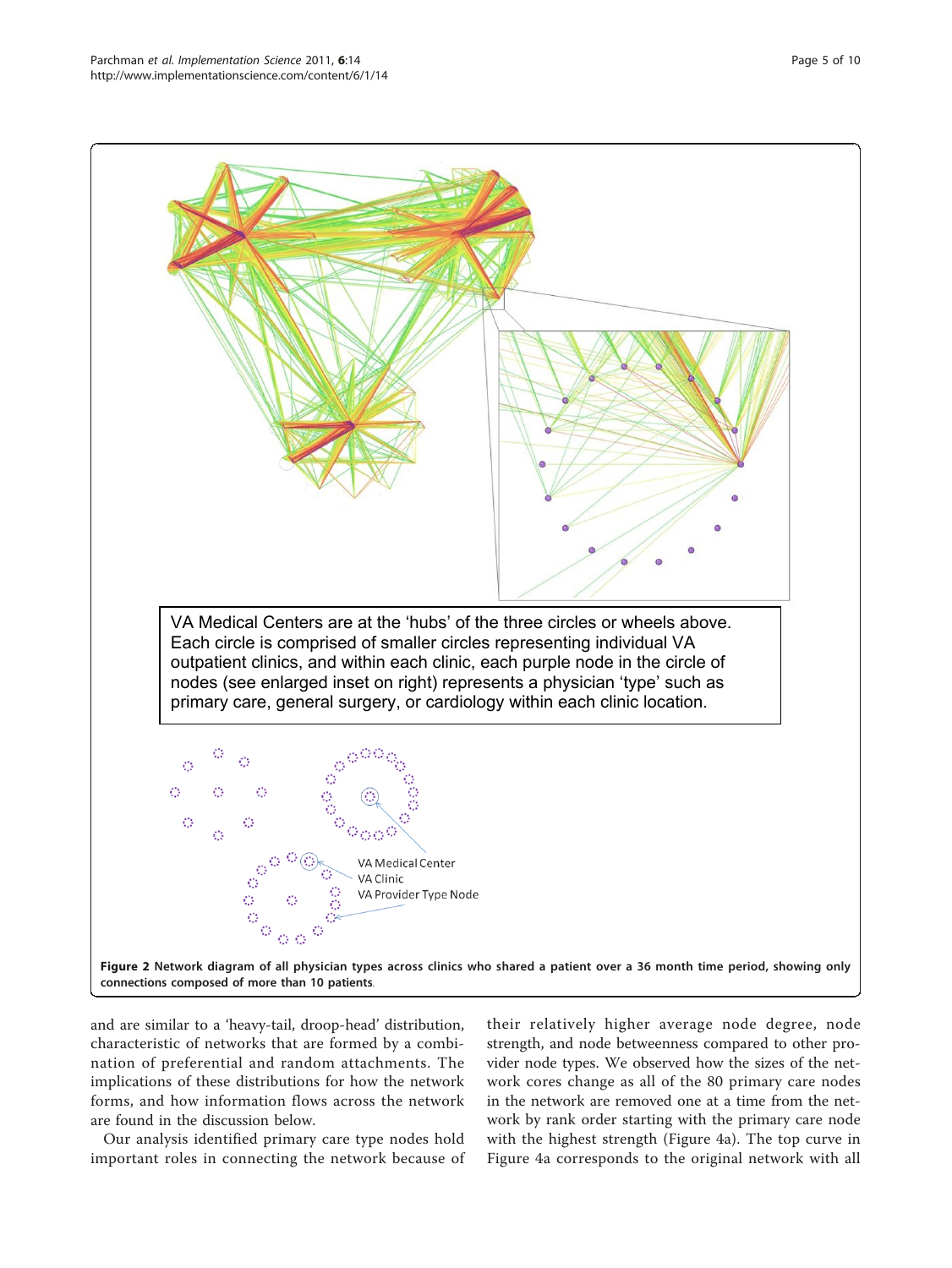VA Medical Centers are at the 'hubs' of the three circles or wheels above. Each circle is comprised of smaller circles representing individual VA outpatient clinics, and within each clinic, each purple node in the circle of nodes (see enlarged inset on right) represents a physician 'type' such as primary care, general surgery, or cardiology within each clinic location.

VA Medical Center

VA Clinic

VA Provider Type Node

**Figure 2 Network diagram of all physician types across clinics who shared a patient over a 36 month time period, showing only connections composed of more than 10 patients**.

and are similar to a 'heavy-tail, droop-head' distribution, characteristic of networks that are formed by a combination of preferential and random attachments. The implications of these distributions for how the network forms, and how information flows across the network are found in the discussion below.

Our analysis identified primary care type nodes hold important roles in connecting the network because of their relatively higher average node degree, node strength, and node betweenness compared to other provider node types. We observed how the sizes of the network cores change as all of the 80 primary care nodes in the network are removed one at a time from the network by rank order starting with the primary care node with the highest strength (Figure 4a). The top curve in Figure 4a corresponds to the original network with all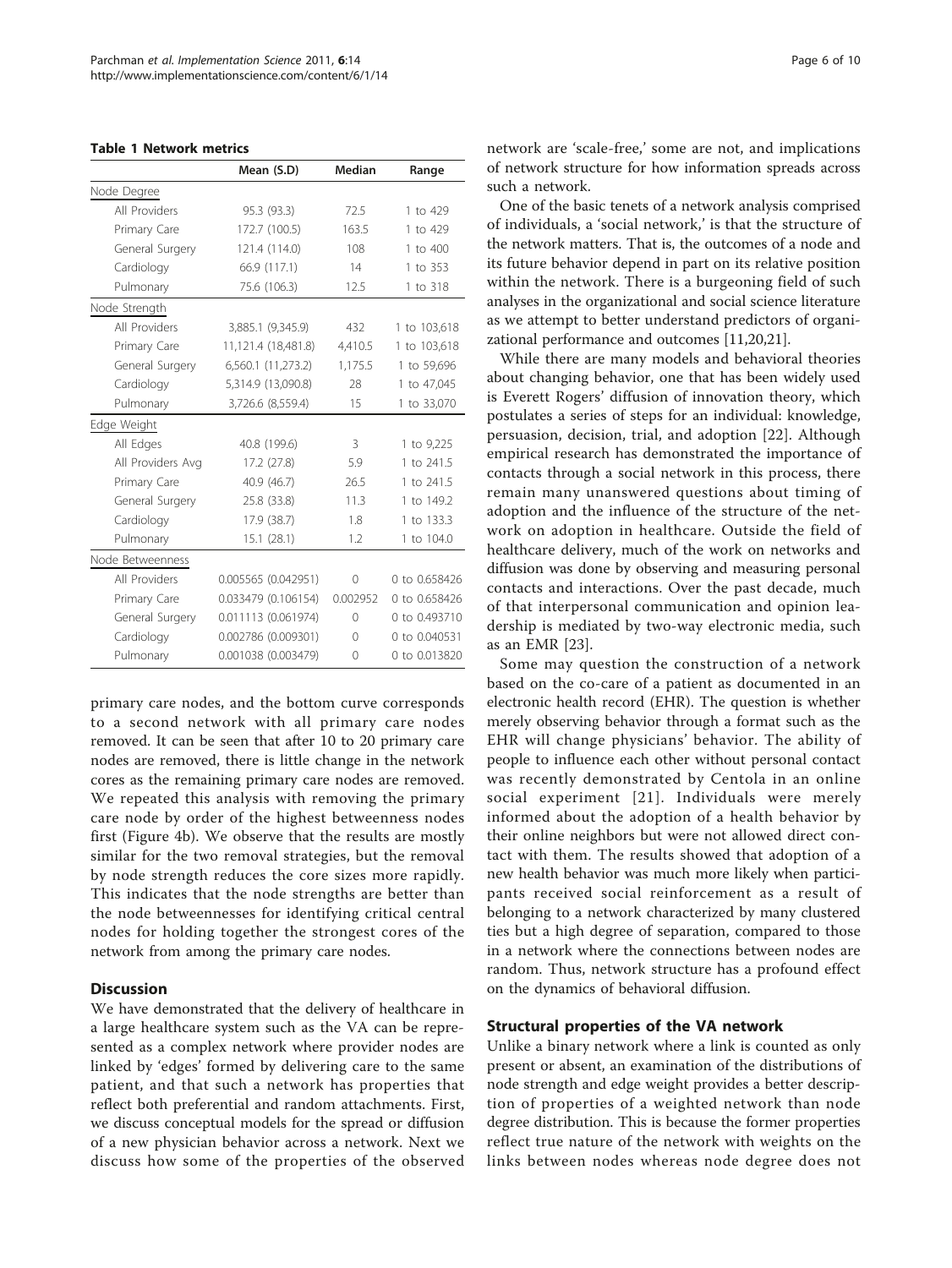**Table 1 Network metrics**

| | Mean (S.D) | Median | Range |
|---|---|---|---|
| Node Degree | | | |
| All Providers | 95.3 (93.3) | 72.5 | 1 to 429 |
| Primary Care | 172.7 (100.5) | 163.5 | 1 to 429 |
| General Surgery | 121.4 (114.0) | 108 | 1 to 400 |
| Cardiology | 66.9 (117.1) | 14 | 1 to 353 |
| Pulmonary | 75.6 (106.3) | 12.5 | 1 to 318 |
| Node Strength | | | |
| All Providers | 3,885.1 (9,345.9) | 432 | 1 to 103,618 |
| Primary Care | 11,121.4 (18,481.8) | 4,410.5 | 1 to 103,618 |
| General Surgery | 6,560.1 (11,273.2) | 1,175.5 | 1 to 59,696 |
| Cardiology | 5,314.9 (13,090.8) | 28 | 1 to 47,045 |
| Pulmonary | 3,726.6 (8,559.4) | 15 | 1 to 33,070 |
| Edge Weight | | | |
| All Edges | 40.8 (199.6) | 3 | 1 to 9,225 |
| All Providers Avg | 17.2 (27.8) | 5.9 | 1 to 241.5 |
| Primary Care | 40.9 (46.7) | 26.5 | 1 to 241.5 |
| General Surgery | 25.8 (33.8) | 11.3 | 1 to 149.2 |
| Cardiology | 17.9 (38.7) | 1.8 | 1 to 133.3 |
| Pulmonary | 15.1 (28.1) | 1.2 | 1 to 104.0 |
| Node Betweenness | | | |
| All Providers | 0.005565 (0.042951) | 0 | 0 to 0.658426 |
| Primary Care | 0.033479 (0.106154) | 0.002952 | 0 to 0.658426 |
| General Surgery | 0.011113 (0.061974) | 0 | 0 to 0.493710 |
| Cardiology | 0.002786 (0.009301) | 0 | 0 to 0.040531 |
| Pulmonary | 0.001038 (0.003479) | 0 | 0 to 0.013820 |

primary care nodes, and the bottom curve corresponds to a second network with all primary care nodes removed. It can be seen that after 10 to 20 primary care nodes are removed, there is little change in the network cores as the remaining primary care nodes are removed. We repeated this analysis with removing the primary care node by order of the highest betweenness nodes first (Figure 4b). We observe that the results are mostly similar for the two removal strategies, but the removal by node strength reduces the core sizes more rapidly. This indicates that the node strengths are better than the node betweennesses for identifying critical central nodes for holding together the strongest cores of the network from among the primary care nodes.

## Discussion

We have demonstrated that the delivery of healthcare in a large healthcare system such as the VA can be represented as a complex network where provider nodes are linked by 'edges' formed by delivering care to the same patient, and that such a network has properties that reflect both preferential and random attachments. First, we discuss conceptual models for the spread or diffusion of a new physician behavior across a network. Next we discuss how some of the properties of the observed network are 'scale-free,' some are not, and implications of network structure for how information spreads across such a network.

One of the basic tenets of a network analysis comprised of individuals, a 'social network,' is that the structure of the network matters. That is, the outcomes of a node and its future behavior depend in part on its relative position within the network. There is a burgeoning field of such analyses in the organizational and social science literature as we attempt to better understand predictors of organizational performance and outcomes [11,20,21].

While there are many models and behavioral theories about changing behavior, one that has been widely used is Everett Rogers' diffusion of innovation theory, which postulates a series of steps for an individual: knowledge, persuasion, decision, trial, and adoption [22]. Although empirical research has demonstrated the importance of contacts through a social network in this process, there remain many unanswered questions about timing of adoption and the influence of the structure of the network on adoption in healthcare. Outside the field of healthcare delivery, much of the work on networks and diffusion was done by observing and measuring personal contacts and interactions. Over the past decade, much of that interpersonal communication and opinion leadership is mediated by two-way electronic media, such as an EMR [23].

Some may question the construction of a network based on the co-care of a patient as documented in an electronic health record (EHR). The question is whether merely observing behavior through a format such as the EHR will change physicians' behavior. The ability of people to influence each other without personal contact was recently demonstrated by Centola in an online social experiment [21]. Individuals were merely informed about the adoption of a health behavior by their online neighbors but were not allowed direct contact with them. The results showed that adoption of a new health behavior was much more likely when participants received social reinforcement as a result of belonging to a network characterized by many clustered ties but a high degree of separation, compared to those in a network where the connections between nodes are random. Thus, network structure has a profound effect on the dynamics of behavioral diffusion.

### Structural properties of the VA network

Unlike a binary network where a link is counted as only present or absent, an examination of the distributions of node strength and edge weight provides a better description of properties of a weighted network than node degree distribution. This is because the former properties reflect true nature of the network with weights on the links between nodes whereas node degree does not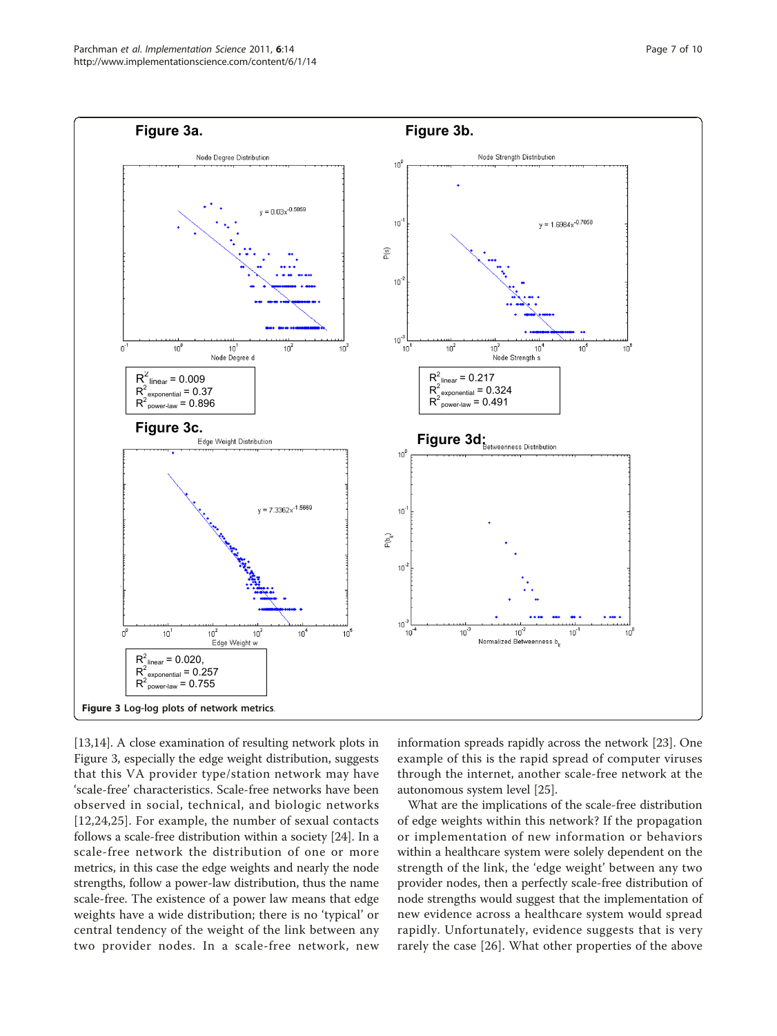Figure 3a.

$R^2_{linear}$ = 0.009
$R^2_{exponential}$ = 0.37
$R^2_{power\text{-}law}$ = 0.896

Figure 3b.

$R^2_{linear}$ = 0.217
$R^2_{exponential}$ = 0.324
$R^2_{power\text{-}law}$ = 0.491

Figure 3c.

$R^2_{linear}$ = 0.020,
$R^2_{exponential}$ = 0.257
$R^2_{power\text{-}law}$ = 0.755

Figure 3d:

**Figure 3** Log-log plots of network metrics.

[13,14]. A close examination of resulting network plots in Figure 3, especially the edge weight distribution, suggests that this VA provider type/station network may have 'scale-free' characteristics. Scale-free networks have been observed in social, technical, and biologic networks [12,24,25]. For example, the number of sexual contacts follows a scale-free distribution within a society [24]. In a scale-free network the distribution of one or more metrics, in this case the edge weights and nearly the node strengths, follow a power-law distribution, thus the name scale-free. The existence of a power law means that edge weights have a wide distribution; there is no 'typical' or central tendency of the weight of the link between any two provider nodes. In a scale-free network, new information spreads rapidly across the network [23]. One example of this is the rapid spread of computer viruses through the internet, another scale-free network at the autonomous system level [25].

What are the implications of the scale-free distribution of edge weights within this network? If the propagation or implementation of new information or behaviors within a healthcare system were solely dependent on the strength of the link, the 'edge weight' between any two provider nodes, then a perfectly scale-free distribution of node strengths would suggest that the implementation of new evidence across a healthcare system would spread rapidly. Unfortunately, evidence suggests that is very rarely the case [26]. What other properties of the above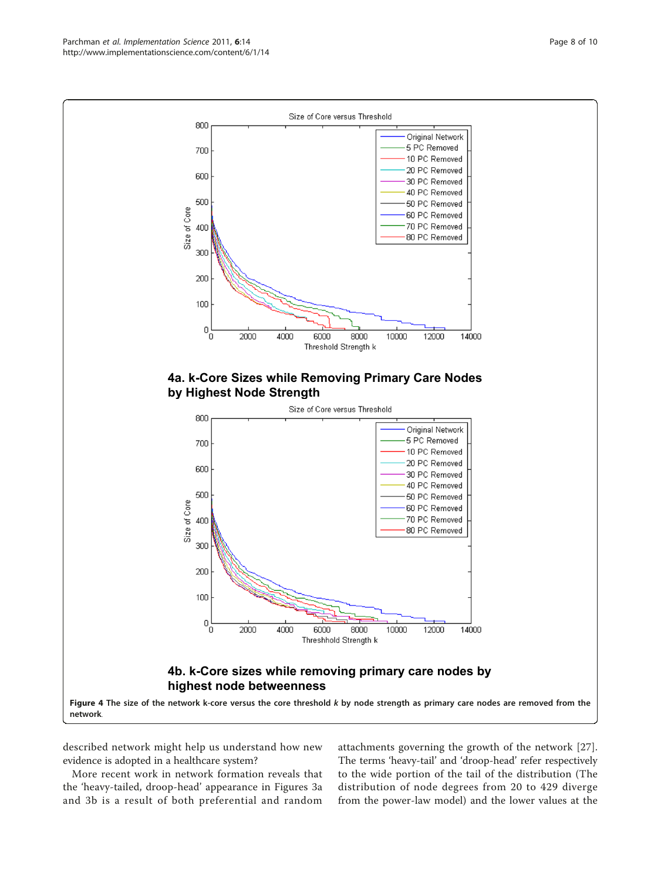**4a. k-Core Sizes while Removing Primary Care Nodes by Highest Node Strength**

**4b. k-Core sizes while removing primary care nodes by highest node betweenness**

**Figure 4 The size of the network k-core versus the core threshold *k* by node strength as primary care nodes are removed from the network**.

described network might help us understand how new evidence is adopted in a healthcare system?

More recent work in network formation reveals that the 'heavy-tailed, droop-head' appearance in Figures 3a and 3b is a result of both preferential and random attachments governing the growth of the network [27]. The terms 'heavy-tail' and 'droop-head' refer respectively to the wide portion of the tail of the distribution (The distribution of node degrees from 20 to 429 diverge from the power-law model) and the lower values at the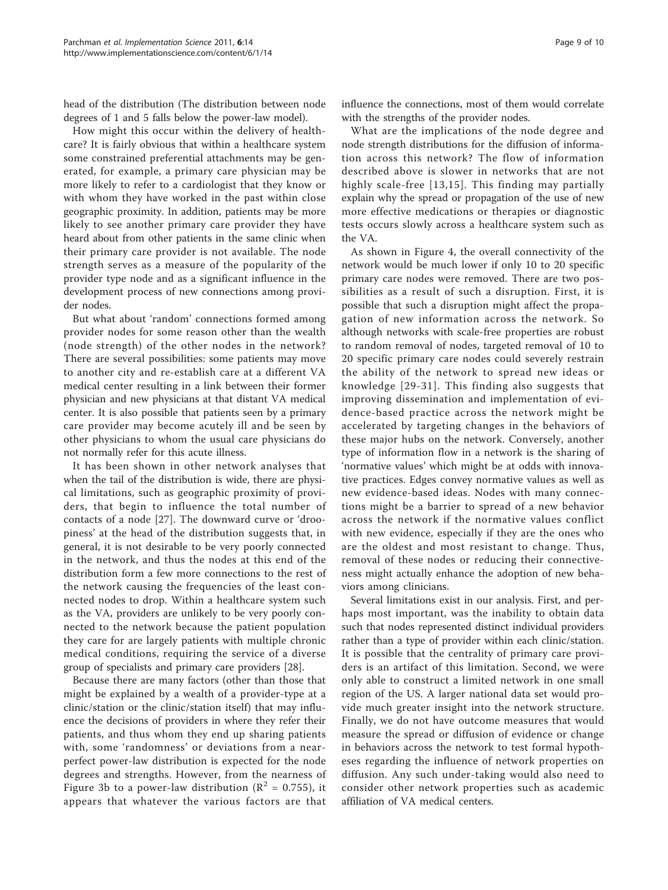head of the distribution (The distribution between node degrees of 1 and 5 falls below the power-law model).

How might this occur within the delivery of healthcare? It is fairly obvious that within a healthcare system some constrained preferential attachments may be generated, for example, a primary care physician may be more likely to refer to a cardiologist that they know or with whom they have worked in the past within close geographic proximity. In addition, patients may be more likely to see another primary care provider they have heard about from other patients in the same clinic when their primary care provider is not available. The node strength serves as a measure of the popularity of the provider type node and as a significant influence in the development process of new connections among provider nodes.

But what about 'random' connections formed among provider nodes for some reason other than the wealth (node strength) of the other nodes in the network? There are several possibilities: some patients may move to another city and re-establish care at a different VA medical center resulting in a link between their former physician and new physicians at that distant VA medical center. It is also possible that patients seen by a primary care provider may become acutely ill and be seen by other physicians to whom the usual care physicians do not normally refer for this acute illness.

It has been shown in other network analyses that when the tail of the distribution is wide, there are physical limitations, such as geographic proximity of providers, that begin to influence the total number of contacts of a node [27]. The downward curve or 'droopiness' at the head of the distribution suggests that, in general, it is not desirable to be very poorly connected in the network, and thus the nodes at this end of the distribution form a few more connections to the rest of the network causing the frequencies of the least connected nodes to drop. Within a healthcare system such as the VA, providers are unlikely to be very poorly connected to the network because the patient population they care for are largely patients with multiple chronic medical conditions, requiring the service of a diverse group of specialists and primary care providers [28].

Because there are many factors (other than those that might be explained by a wealth of a provider-type at a clinic/station or the clinic/station itself) that may influence the decisions of providers in where they refer their patients, and thus whom they end up sharing patients with, some 'randomness' or deviations from a near-perfect power-law distribution is expected for the node degrees and strengths. However, from the nearness of Figure 3b to a power-law distribution ($R^2 = 0.755$), it appears that whatever the various factors are that influence the connections, most of them would correlate with the strengths of the provider nodes.

What are the implications of the node degree and node strength distributions for the diffusion of information across this network? The flow of information described above is slower in networks that are not highly scale-free [13,15]. This finding may partially explain why the spread or propagation of the use of new more effective medications or therapies or diagnostic tests occurs slowly across a healthcare system such as the VA.

As shown in Figure 4, the overall connectivity of the network would be much lower if only 10 to 20 specific primary care nodes were removed. There are two possibilities as a result of such a disruption. First, it is possible that such a disruption might affect the propagation of new information across the network. So although networks with scale-free properties are robust to random removal of nodes, targeted removal of 10 to 20 specific primary care nodes could severely restrain the ability of the network to spread new ideas or knowledge [29-31]. This finding also suggests that improving dissemination and implementation of evidence-based practice across the network might be accelerated by targeting changes in the behaviors of these major hubs on the network. Conversely, another type of information flow in a network is the sharing of 'normative values' which might be at odds with innovative practices. Edges convey normative values as well as new evidence-based ideas. Nodes with many connections might be a barrier to spread of a new behavior across the network if the normative values conflict with new evidence, especially if they are the ones who are the oldest and most resistant to change. Thus, removal of these nodes or reducing their connectiveness might actually enhance the adoption of new behaviors among clinicians.

Several limitations exist in our analysis. First, and perhaps most important, was the inability to obtain data such that nodes represented distinct individual providers rather than a type of provider within each clinic/station. It is possible that the centrality of primary care providers is an artifact of this limitation. Second, we were only able to construct a limited network in one small region of the US. A larger national data set would provide much greater insight into the network structure. Finally, we do not have outcome measures that would measure the spread or diffusion of evidence or change in behaviors across the network to test formal hypotheses regarding the influence of network properties on diffusion. Any such under-taking would also need to consider other network properties such as academic affiliation of VA medical centers.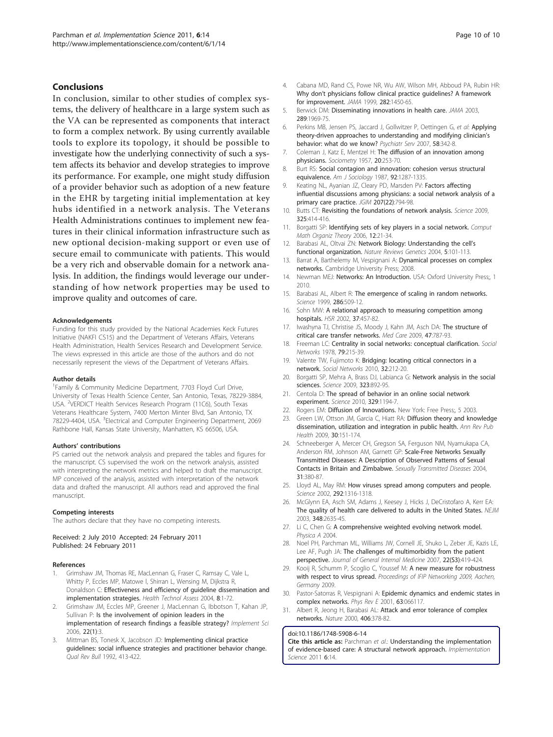## Conclusions

In conclusion, similar to other studies of complex systems, the delivery of healthcare in a large system such as the VA can be represented as components that interact to form a complex network. By using currently available tools to explore its topology, it should be possible to investigate how the underlying connectivity of such a system affects its behavior and develop strategies to improve its performance. For example, one might study diffusion of a provider behavior such as adoption of a new feature in the EHR by targeting initial implementation at key hubs identified in a network analysis. The Veterans Health Administrations continues to implement new features in their clinical information infrastructure such as new optional decision-making support or even use of secure email to communicate with patients. This would be a very rich and observable domain for a network analysis. In addition, the findings would leverage our understanding of how network properties may be used to improve quality and outcomes of care.

#### Acknowledgements

Funding for this study provided by the National Academies Keck Futures Initiative (NAKFI CS15) and the Department of Veterans Affairs, Veterans Health Administration, Health Services Research and Development Service. The views expressed in this article are those of the authors and do not necessarily represent the views of the Department of Veterans Affairs.

#### Author details

[1]Family & Community Medicine Department, 7703 Floyd Curl Drive, University of Texas Health Science Center, San Antonio, Texas, 78229-3884, USA. [2]VERDICT Health Services Research Program (11C6), South Texas Veterans Healthcare System, 7400 Merton Minter Blvd, San Antonio, TX 78229-4404, USA. [3]Electrical and Computer Engineering Department, 2069 Rathbone Hall, Kansas State University, Manhatten, KS 66506, USA.

#### Authors' contributions

PS carried out the network analysis and prepared the tables and figures for the manuscript. CS supervised the work on the network analysis, assisted with interpreting the network metrics and helped to draft the manuscript. MP conceived of the analysis, assisted with interpretation of the network data and drafted the manuscript. All authors read and approved the final manuscript.

#### Competing interests

The authors declare that they have no competing interests.

Received: 2 July 2010 Accepted: 24 February 2011
Published: 24 February 2011

#### References

1. Grimshaw JM, Thomas RE, MacLennan G, Fraser C, Ramsay C, Vale L, Whitty P, Eccles MP, Matowe I, Shirran L, Wensing M, Dijkstra R, Donaldson C: **Effectiveness and efficiency of guideline dissemination and implementation strategies.** *Health Technol Assess* 2004, **8**:1-72.
2. Grimshaw JM, Eccles MP, Greener J, MacLennan G, Ibbotson T, Kahan JP, Sullivan P: **Is the involvement of opinion leaders in the implementation of research findings a feasible strategy?** *Implement Sci* 2006, **22(1)**:3.
3. Mittman BS, Tonesk X, Jacobson JD: **Implementing clinical practice guidelines: social influence strategies and practitioner behavior change.** *Qual Rev Bull* 1992, 413-422.
4. Cabana MD, Rand CS, Powe NR, Wu AW, Wilson MH, Abboud PA, Rubin HR: **Why don't physicians follow clinical practice guidelines? A framework for improvement.** *JAMA* 1999, **282**:1450-65.
5. Berwick DM: **Disseminating innovations in health care.** *JAMA* 2003, **289**:1969-75.
6. Perkins MB, Jensen PS, Jaccard J, Gollwitzer P, Oettingen G, *et al*: **Applying theory-driven approaches to understanding and modifying clinician's behavior: what do we know?** *Psychiatr Serv* 2007, **58**:342-8.
7. Coleman J, Katz E, Mentzel H: **The diffusion of an innovation among physicians.** *Sociometry* 1957, **20**:253-70.
8. Burt RS: **Social contagion and innovation: cohesion versus structural equivalence.** *Am J Sociology* 1987, **92**:1287-1335.
9. Keating NL, Ayanian JZ, Cleary PD, Marsden PV: **Factors affecting influential discussions among physicians: a social network analysis of a primary care practice.** *JGIM* 207(22):794-98.
10. Butts CT: **Revisiting the foundations of network analysis.** *Science* 2009, **325**:414-416.
11. Borgatti SP: **Identifying sets of key players in a social network.** *Comput Math Organiz Theory* 2006, **12**:21-34.
12. Barabasi AL, Oltvai ZN: **Network Biology: Understanding the cell's functional organization.** *Nature Reviews Genetics* 2004, **5**:101-113.
13. Barrat A, Barthelemy M, Vespignani A: **Dynamical processes on complex networks.** Cambridge University Press; 2008.
14. Newman MEJ: **Networks: An Introduction.** USA: Oxford University Press;, 1 2010.
15. Barabasi AL, Albert R: **The emergence of scaling in random networks.** *Science* 1999, **286**:509-12.
16. Sohn MW: **A relational approach to measuring competition among hospitals.** *HSR* 2002, **37**:457-82.
17. Iwashyna TJ, Christise JS, Moody J, Kahn JM, Asch DA: **The structure of critical care transfer networks.** *Med Care* 2009, **47**:787-93.
18. Freeman LC: **Centrality in social networks: conceptual clarification.** *Social Networks* 1978, **79**:215-39.
19. Valente TW, Fujimoto K: **Bridging: locating critical connectors in a network.** *Social Networks* 2010, **32**:212-20.
20. Borgatti SP, Mehra A, Brass DJ, Labianca G: **Network analysis in the social sciences.** *Science* 2009, **323**:892-95.
21. Centola D: **The spread of behavior in an online social network experiment.** *Science* 2010, **329**:1194-7.
22. Rogers EM: **Diffusion of Innovations.** New York: Free Press;, 5 2003.
23. Green LW, Ottson JM, Garcia C, Hiatt RA: **Diffusion theory and knowledge dissemination, utilization and integration in public health.** *Ann Rev Pub Health* 2009, **30**:151-174.
24. Schneeberger A, Mercer CH, Gregson SA, Ferguson NM, Nyamukapa CA, Anderson RM, Johnson AM, Garnett GP: **Scale-Free Networks Sexually Transmitted Diseases: A Description of Observed Patterns of Sexual Contacts in Britain and Zimbabwe.** *Sexually Transmitted Diseases* 2004, **31**:380-87.
25. Lloyd AL, May RM: **How viruses spread among computers and people.** *Science* 2002, **292**:1316-1318.
26. McGlynn EA, Asch SM, Adams J, Keesey J, Hicks J, DeCristofaro A, Kerr EA: **The quality of health care delivered to adults in the United States.** *NEJM* 2003, **348**:2635-45.
27. Li C, Chen G: **A comprehensive weighted evolving network model.** *Physica A* 2004.
28. Noel PH, Parchman ML, Williams JW, Cornell JE, Shuko L, Zeber JE, Kazis LE, Lee AF, Pugh JA: **The challenges of multimorbidity from the patient perspective.** *Journal of General Internal Medicine* 2007, **22(S3)**:419-424.
29. Kooij R, Schumm P, Scoglio C, Youssef M: **A new measure for robustness with respect to virus spread.** *Proceedings of IFIP Networking 2009, Aachen, Germany* 2009.
30. Pastor-Satorras R, Vespignani A: **Epidemic dynamics and endemic states in complex networks.** *Phys Rev E* 2001, **63**:066117.
31. Albert R, Jeong H, Barabasi AL: **Attack and error tolerance of complex networks.** *Nature* 2000, **406**:378-82.

doi:10.1186/1748-5908-6-14
**Cite this article as:** Parchman *et al.*: Understanding the implementation of evidence-based care: A structural network approach. *Implementation Science* 2011 **6**:14.